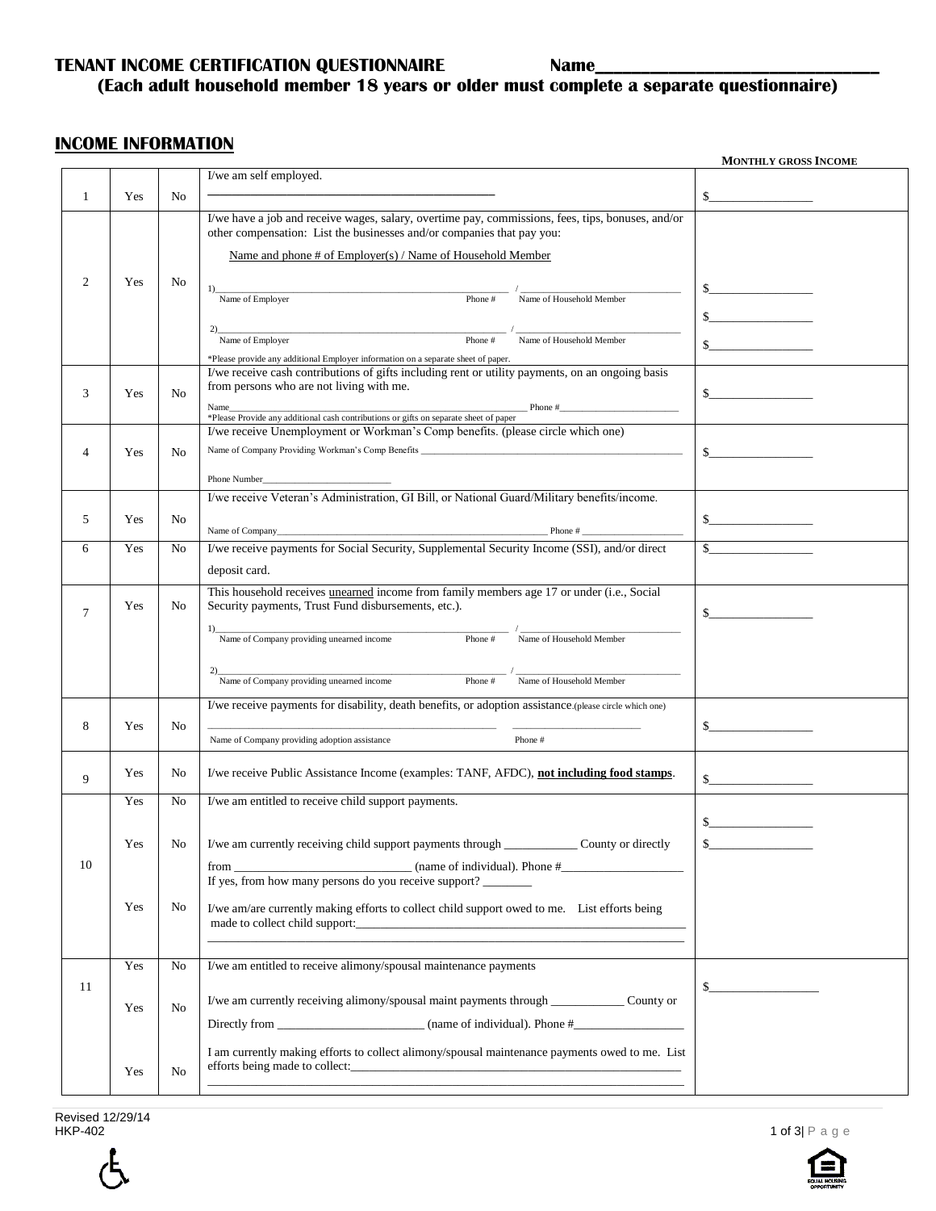**TENANT INCOME CERTIFICATION QUESTIONNAIRE** **Name\_\_\_\_\_\_\_\_\_\_\_\_\_\_\_\_\_\_\_\_\_\_\_\_\_\_\_\_**

**(Each adult household member 18 years or older must complete a separate questionnaire)**

## INCOME INFORMATION

| | | | | MONTHLY GROSS INCOME |
|---|---|---|---|---|
| 1 | Yes | No | I/we am self employed.<br>\_\_\_\_\_\_\_\_\_\_\_\_\_\_\_\_\_\_\_\_\_\_\_\_\_\_\_\_\_\_\_\_\_\_\_\_\_\_ | $\_\_\_\_\_\_\_\_\_\_\_\_\_\_\_\_ |
| 2 | Yes | No | I/we have a job and receive wages, salary, overtime pay, commissions, fees, tips, bonuses, and/or other compensation: List the businesses and/or companies that pay you:<br>Name and phone # of Employer(s) / Name of Household Member<br>1)\_\_\_\_\_\_\_\_\_\_\_\_\_\_\_\_\_\_\_\_\_\_\_\_\_\_\_\_ / \_\_\_\_\_\_\_\_\_\_\_\_\_\_\_\_\_\_\_\_<br>Name of Employer Phone # Name of Household Member<br>2)\_\_\_\_\_\_\_\_\_\_\_\_\_\_\_\_\_\_\_\_\_\_\_\_\_\_\_\_ / \_\_\_\_\_\_\_\_\_\_\_\_\_\_\_\_\_\_\_\_<br>Name of Employer Phone # Name of Household Member<br>*Please provide any additional Employer information on a separate sheet of paper. | $\_\_\_\_\_\_\_\_\_\_\_\_\_\_\_\_<br>$\_\_\_\_\_\_\_\_\_\_\_\_\_\_\_\_<br>$\_\_\_\_\_\_\_\_\_\_\_\_\_\_\_\_ |
| 3 | Yes | No | I/we receive cash contributions of gifts including rent or utility payments, on an ongoing basis from persons who are not living with me.<br>Name\_\_\_\_\_\_\_\_\_\_\_\_\_\_\_\_\_\_\_\_\_\_\_\_\_\_\_\_ Phone #\_\_\_\_\_\_\_\_\_\_\_\_\_\_\_\_<br>*Please Provide any additional cash contributions or gifts on separate sheet of paper | $\_\_\_\_\_\_\_\_\_\_\_\_\_\_\_\_ |
| 4 | Yes | No | I/we receive Unemployment or Workman's Comp benefits. (please circle which one)<br>Name of Company Providing Workman's Comp Benefits \_\_\_\_\_\_\_\_\_\_\_\_\_\_\_\_\_\_\_\_\_\_\_\_<br>Phone Number\_\_\_\_\_\_\_\_\_\_\_\_\_\_\_\_\_\_ | $\_\_\_\_\_\_\_\_\_\_\_\_\_\_\_\_ |
| 5 | Yes | No | I/we receive Veteran's Administration, GI Bill, or National Guard/Military benefits/income.<br>Name of Company\_\_\_\_\_\_\_\_\_\_\_\_\_\_\_\_\_\_\_\_\_\_\_\_\_\_\_\_ Phone # \_\_\_\_\_\_\_\_\_\_\_\_\_\_\_\_ | $\_\_\_\_\_\_\_\_\_\_\_\_\_\_\_\_ |
| 6 | Yes | No | I/we receive payments for Social Security, Supplemental Security Income (SSI), and/or direct deposit card. | $\_\_\_\_\_\_\_\_\_\_\_\_\_\_\_\_ |
| 7 | Yes | No | This household receives <u>unearned</u> income from family members age 17 or under (i.e., Social Security payments, Trust Fund disbursements, etc.).<br>1)\_\_\_\_\_\_\_\_\_\_\_\_\_\_\_\_\_\_\_\_\_\_\_\_\_\_\_\_ / \_\_\_\_\_\_\_\_\_\_\_\_\_\_\_\_\_\_\_\_<br>Name of Company providing unearned income Phone # Name of Household Member<br>2)\_\_\_\_\_\_\_\_\_\_\_\_\_\_\_\_\_\_\_\_\_\_\_\_\_\_\_\_ / \_\_\_\_\_\_\_\_\_\_\_\_\_\_\_\_\_\_\_\_<br>Name of Company providing unearned income Phone # Name of Household Member | $\_\_\_\_\_\_\_\_\_\_\_\_\_\_\_\_ |
| 8 | Yes | No | I/we receive payments for disability, death benefits, or adoption assistance.(please circle which one)<br>\_\_\_\_\_\_\_\_\_\_\_\_\_\_\_\_\_\_\_\_\_\_\_\_\_\_\_\_ \_\_\_\_\_\_\_\_\_\_\_\_\_\_\_\_<br>Name of Company providing adoption assistance Phone # | $\_\_\_\_\_\_\_\_\_\_\_\_\_\_\_\_ |
| 9 | Yes | No | I/we receive Public Assistance Income (examples: TANF, AFDC), **<u>not including food stamps</u>**. | $\_\_\_\_\_\_\_\_\_\_\_\_\_\_\_\_ |
| 10 | Yes | No | I/we am entitled to receive child support payments. | $\_\_\_\_\_\_\_\_\_\_\_\_\_\_\_\_ |
| | Yes | No | I/we am currently receiving child support payments through \_\_\_\_\_\_\_\_\_\_\_\_ County or directly from \_\_\_\_\_\_\_\_\_\_\_\_\_\_\_\_\_\_\_\_\_\_\_\_ (name of individual). Phone #\_\_\_\_\_\_\_\_\_\_\_\_\_\_\_\_<br>If yes, from how many persons do you receive support? \_\_\_\_\_\_\_\_ | $\_\_\_\_\_\_\_\_\_\_\_\_\_\_\_\_ |
| | Yes | No | I/we am/are currently making efforts to collect child support owed to me. List efforts being made to collect child support:\_\_\_\_\_\_\_\_\_\_\_\_\_\_\_\_\_\_\_\_\_\_\_\_\_\_\_\_\_\_\_\_\_\_\_\_\_\_\_\_ | |
| 11 | Yes | No | I/we am entitled to receive alimony/spousal maintenance payments | $\_\_\_\_\_\_\_\_\_\_\_\_\_\_\_\_ |
| | Yes | No | I/we am currently receiving alimony/spousal maint payments through \_\_\_\_\_\_\_\_\_\_\_\_ County or Directly from \_\_\_\_\_\_\_\_\_\_\_\_\_\_\_\_\_\_\_\_\_\_\_\_ (name of individual). Phone #\_\_\_\_\_\_\_\_\_\_\_\_\_\_\_\_ | |
| | Yes | No | I am currently making efforts to collect alimony/spousal maintenance payments owed to me. List efforts being made to collect:\_\_\_\_\_\_\_\_\_\_\_\_\_\_\_\_\_\_\_\_\_\_\_\_\_\_\_\_\_\_\_\_\_\_\_\_\_\_\_\_ | |

Revised 12/29/14
HKP-402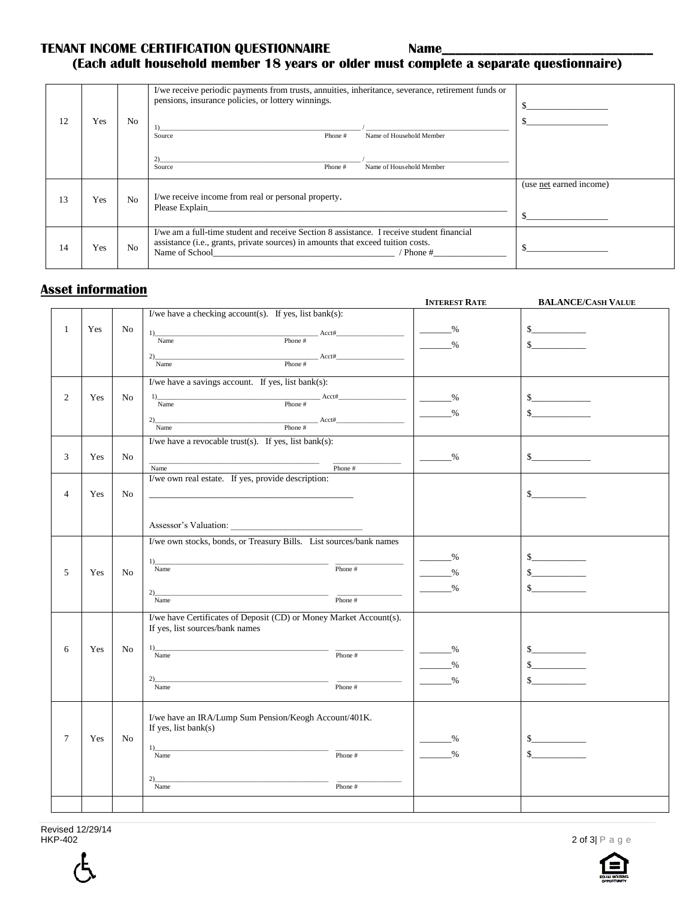**TENANT INCOME CERTIFICATION QUESTIONNAIRE** **Name\_\_\_\_\_\_\_\_\_\_\_\_\_\_\_\_\_\_\_\_\_\_\_\_\_\_\_\_\_\_**

**(Each adult household member 18 years or older must complete a separate questionnaire)**

| | | | | |
|---|---|---|---|---|
| 12 | Yes | No | I/we receive periodic payments from trusts, annuities, inheritance, severance, retirement funds or pensions, insurance policies, or lottery winnings.<br><br>1)\_\_\_\_\_\_\_\_\_\_\_\_\_\_\_\_\_\_\_\_ / \_\_\_\_\_\_\_\_\_\_\_\_\_\_\_\_\_\_\_\_<br>Source Phone # Name of Household Member<br><br>2)\_\_\_\_\_\_\_\_\_\_\_\_\_\_\_\_\_\_\_\_ / \_\_\_\_\_\_\_\_\_\_\_\_\_\_\_\_\_\_\_\_<br>Source Phone # Name of Household Member | $\_\_\_\_\_\_\_\_\_\_\_\_<br>$\_\_\_\_\_\_\_\_\_\_\_\_ |
| 13 | Yes | No | I/we receive income from real or personal property.<br>Please Explain\_\_\_\_\_\_\_\_\_\_\_\_\_\_\_\_\_\_\_\_\_\_\_\_\_\_\_\_\_\_ | (use net earned income)<br><br>$\_\_\_\_\_\_\_\_\_\_\_\_ |
| 14 | Yes | No | I/we am a full-time student and receive Section 8 assistance. I receive student financial assistance (i.e., grants, private sources) in amounts that exceed tuition costs.<br>Name of School\_\_\_\_\_\_\_\_\_\_\_\_\_\_\_\_\_\_\_\_ / Phone #\_\_\_\_\_\_\_\_\_\_\_\_ | $\_\_\_\_\_\_\_\_\_\_\_\_ |

## Asset information

| | | | | INTEREST RATE | BALANCE/CASH VALUE |
|---|---|---|---|---|---|
| 1 | Yes | No | I/we have a checking account(s). If yes, list bank(s):<br>1)\_\_\_\_\_\_\_\_\_\_\_\_\_\_\_\_\_\_\_\_ Acct#\_\_\_\_\_\_\_\_\_\_\_\_<br>Name Phone #<br>2)\_\_\_\_\_\_\_\_\_\_\_\_\_\_\_\_\_\_\_\_ Acct#\_\_\_\_\_\_\_\_\_\_\_\_<br>Name Phone # | \_\_\_\_\_\_%<br>\_\_\_\_\_\_% | $\_\_\_\_\_\_\_\_\_\_\_\_<br>$\_\_\_\_\_\_\_\_\_\_\_\_ |
| 2 | Yes | No | I/we have a savings account. If yes, list bank(s):<br>1)\_\_\_\_\_\_\_\_\_\_\_\_\_\_\_\_\_\_\_\_ Acct#\_\_\_\_\_\_\_\_\_\_\_\_<br>Name Phone #<br>2)\_\_\_\_\_\_\_\_\_\_\_\_\_\_\_\_\_\_\_\_ Acct#\_\_\_\_\_\_\_\_\_\_\_\_<br>Name Phone # | \_\_\_\_\_\_%<br>\_\_\_\_\_\_% | $\_\_\_\_\_\_\_\_\_\_\_\_<br>$\_\_\_\_\_\_\_\_\_\_\_\_ |
| 3 | Yes | No | I/we have a revocable trust(s). If yes, list bank(s):<br>\_\_\_\_\_\_\_\_\_\_\_\_\_\_\_\_\_\_\_\_ \_\_\_\_\_\_\_\_\_\_\_\_<br>Name Phone # | \_\_\_\_\_\_% | $\_\_\_\_\_\_\_\_\_\_\_\_ |
| 4 | Yes | No | I/we own real estate. If yes, provide description:<br>\_\_\_\_\_\_\_\_\_\_\_\_\_\_\_\_\_\_\_\_\_\_\_\_\_\_\_\_<br><br>Assessor's Valuation: \_\_\_\_\_\_\_\_\_\_\_\_\_\_\_\_\_\_\_\_ | | $\_\_\_\_\_\_\_\_\_\_\_\_ |
| 5 | Yes | No | I/we own stocks, bonds, or Treasury Bills. List sources/bank names<br>1)\_\_\_\_\_\_\_\_\_\_\_\_\_\_\_\_\_\_\_\_ \_\_\_\_\_\_\_\_\_\_\_\_<br>Name Phone #<br>2)\_\_\_\_\_\_\_\_\_\_\_\_\_\_\_\_\_\_\_\_ \_\_\_\_\_\_\_\_\_\_\_\_<br>Name Phone # | \_\_\_\_\_\_%<br>\_\_\_\_\_\_%<br>\_\_\_\_\_\_% | $\_\_\_\_\_\_\_\_\_\_\_\_<br>$\_\_\_\_\_\_\_\_\_\_\_\_<br>$\_\_\_\_\_\_\_\_\_\_\_\_ |
| 6 | Yes | No | I/we have Certificates of Deposit (CD) or Money Market Account(s). If yes, list sources/bank names<br>1)\_\_\_\_\_\_\_\_\_\_\_\_\_\_\_\_\_\_\_\_ \_\_\_\_\_\_\_\_\_\_\_\_<br>Name Phone #<br>2)\_\_\_\_\_\_\_\_\_\_\_\_\_\_\_\_\_\_\_\_ \_\_\_\_\_\_\_\_\_\_\_\_<br>Name Phone # | \_\_\_\_\_\_%<br>\_\_\_\_\_\_%<br>\_\_\_\_\_\_% | $\_\_\_\_\_\_\_\_\_\_\_\_<br>$\_\_\_\_\_\_\_\_\_\_\_\_<br>$\_\_\_\_\_\_\_\_\_\_\_\_ |
| 7 | Yes | No | I/we have an IRA/Lump Sum Pension/Keogh Account/401K.<br>If yes, list bank(s)<br>1)\_\_\_\_\_\_\_\_\_\_\_\_\_\_\_\_\_\_\_\_ \_\_\_\_\_\_\_\_\_\_\_\_<br>Name Phone #<br>2)\_\_\_\_\_\_\_\_\_\_\_\_\_\_\_\_\_\_\_\_ \_\_\_\_\_\_\_\_\_\_\_\_<br>Name Phone # | \_\_\_\_\_\_%<br>\_\_\_\_\_\_% | $\_\_\_\_\_\_\_\_\_\_\_\_<br>$\_\_\_\_\_\_\_\_\_\_\_\_ |
| | | | | | |

Revised 12/29/14
HKP-402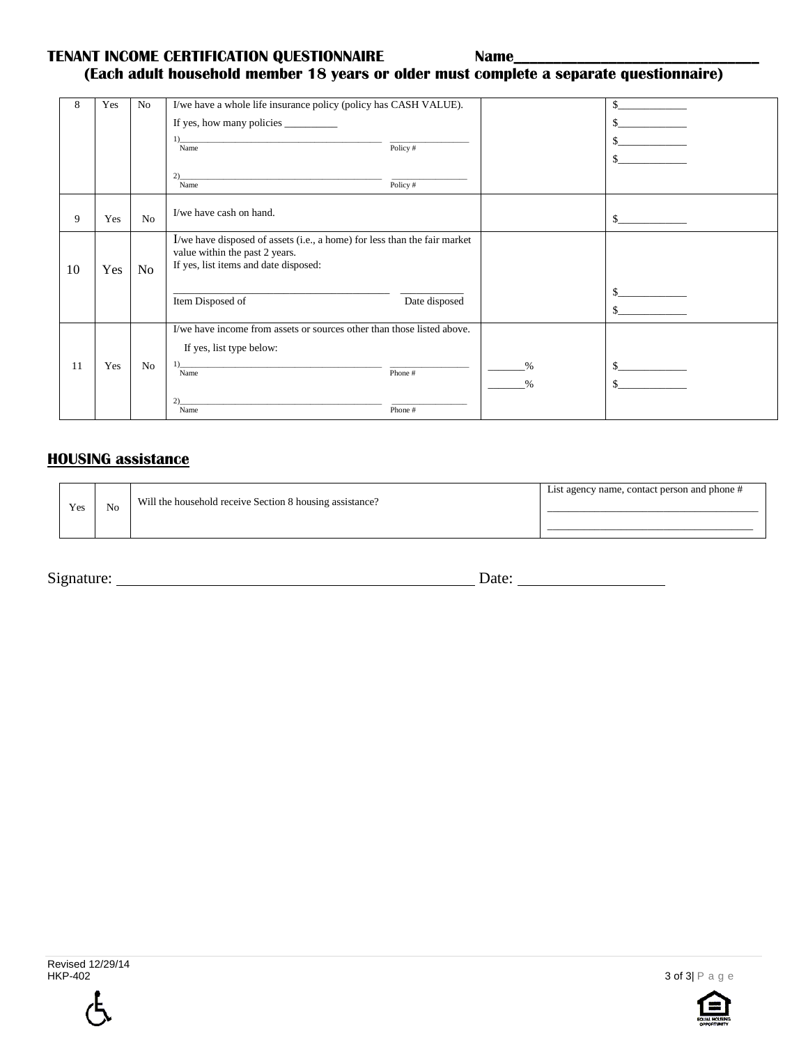**TENANT INCOME CERTIFICATION QUESTIONNAIRE Name_______________________________**
**(Each adult household member 18 years or older must complete a separate questionnaire)**

| | | | | | |
|---|---|---|---|---|---|
| 8 | Yes | No | I/we have a whole life insurance policy (policy has CASH VALUE).<br>If yes, how many policies __________<br>1)__________________________ ______________<br>Name Policy #<br>2)__________________________ ______________<br>Name Policy # | | $____________<br>$____________<br>$____________<br>$____________ |
| 9 | Yes | No | I/we have cash on hand. | | $____________ |
| 10 | Yes | No | I/we have disposed of assets (i.e., a home) for less than the fair market value within the past 2 years.<br>If yes, list items and date disposed:<br>__________________________ ____________<br>Item Disposed of Date disposed | | $____________<br>$____________ |
| 11 | Yes | No | I/we have income from assets or sources other than those listed above.<br>If yes, list type below:<br>1)__________________________ ______________<br>Name Phone #<br>2)__________________________ ______________<br>Name Phone # | _______%<br>_______% | $____________<br>$____________ |

## HOUSING assistance

| | | | |
|---|---|---|---|
| Yes | No | Will the household receive Section 8 housing assistance? | List agency name, contact person and phone #<br>______________________________________<br>______________________________________ |

Signature: ______________________________________ Date: ___________________

Revised 12/29/14
HKP-402